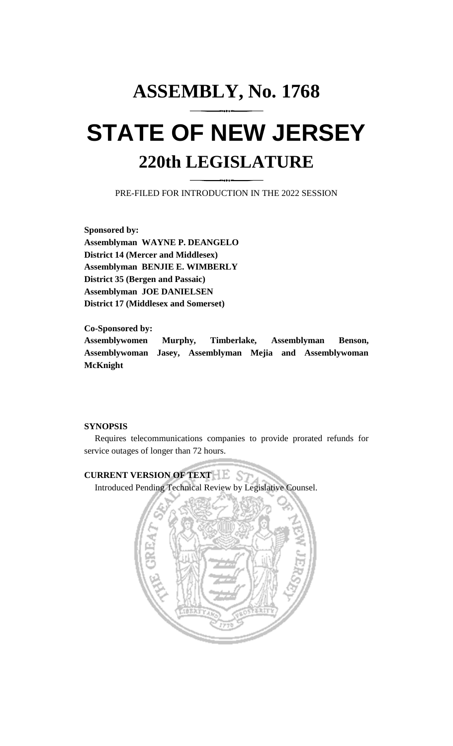# ASSEMBLY, No. 1768

# STATE OF NEW JERSEY

## 220th LEGISLATURE

PRE-FILED FOR INTRODUCTION IN THE 2022 SESSION

**Sponsored by:**
**Assemblyman WAYNE P. DEANGELO**
**District 14 (Mercer and Middlesex)**
**Assemblyman BENJIE E. WIMBERLY**
**District 35 (Bergen and Passaic)**
**Assemblyman JOE DANIELSEN**
**District 17 (Middlesex and Somerset)**

**Co-Sponsored by:**
**Assemblywomen Murphy, Timberlake, Assemblyman Benson, Assemblywoman Jasey, Assemblyman Mejia and Assemblywoman McKnight**

**SYNOPSIS**

Requires telecommunications companies to provide prorated refunds for service outages of longer than 72 hours.

**CURRENT VERSION OF TEXT**

Introduced Pending Technical Review by Legislative Counsel.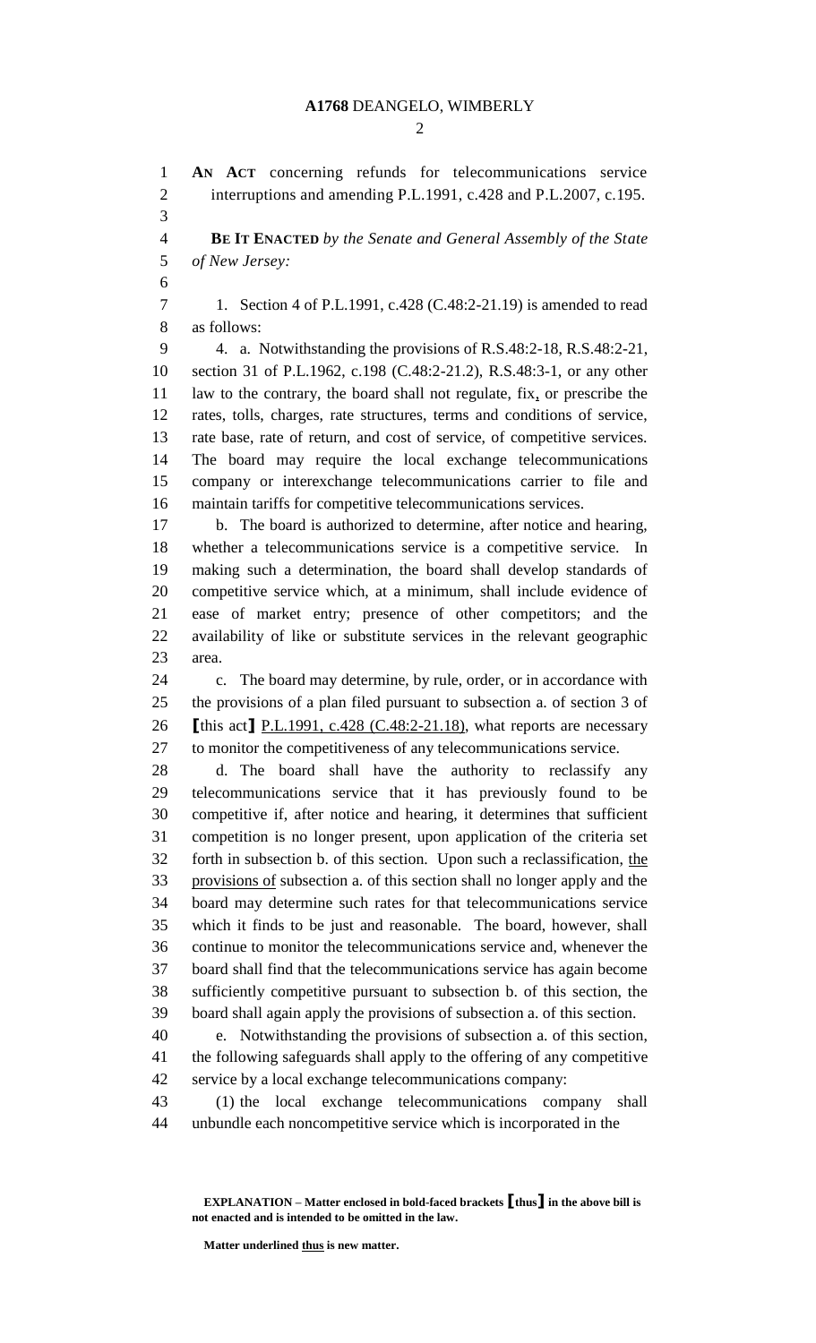**AN ACT** concerning refunds for telecommunications service interruptions and amending P.L.1991, c.428 and P.L.2007, c.195.

**BE IT ENACTED** *by the Senate and General Assembly of the State of New Jersey:*

1. Section 4 of P.L.1991, c.428 (C.48:2-21.19) is amended to read as follows:

4. a. Notwithstanding the provisions of R.S.48:2-18, R.S.48:2-21, section 31 of P.L.1962, c.198 (C.48:2-21.2), R.S.48:3-1, or any other law to the contrary, the board shall not regulate, fix, or prescribe the rates, tolls, charges, rate structures, terms and conditions of service, rate base, rate of return, and cost of service, of competitive services. The board may require the local exchange telecommunications company or interexchange telecommunications carrier to file and maintain tariffs for competitive telecommunications services.

b. The board is authorized to determine, after notice and hearing, whether a telecommunications service is a competitive service. In making such a determination, the board shall develop standards of competitive service which, at a minimum, shall include evidence of ease of market entry; presence of other competitors; and the availability of like or substitute services in the relevant geographic area.

c. The board may determine, by rule, order, or in accordance with the provisions of a plan filed pursuant to subsection a. of section 3 of **[**this act**]** <u>P.L.1991, c.428 (C.48:2-21.18)</u>, what reports are necessary to monitor the competitiveness of any telecommunications service.

d. The board shall have the authority to reclassify any telecommunications service that it has previously found to be competitive if, after notice and hearing, it determines that sufficient competition is no longer present, upon application of the criteria set forth in subsection b. of this section. Upon such a reclassification, <u>the provisions of</u> subsection a. of this section shall no longer apply and the board may determine such rates for that telecommunications service which it finds to be just and reasonable. The board, however, shall continue to monitor the telecommunications service and, whenever the board shall find that the telecommunications service has again become sufficiently competitive pursuant to subsection b. of this section, the board shall again apply the provisions of subsection a. of this section.

e. Notwithstanding the provisions of subsection a. of this section, the following safeguards shall apply to the offering of any competitive service by a local exchange telecommunications company:

(1) the local exchange telecommunications company shall unbundle each noncompetitive service which is incorporated in the

**EXPLANATION – Matter enclosed in bold-faced brackets [thus] in the above bill is not enacted and is intended to be omitted in the law.**

**Matter underlined <u>thus</u> is new matter.**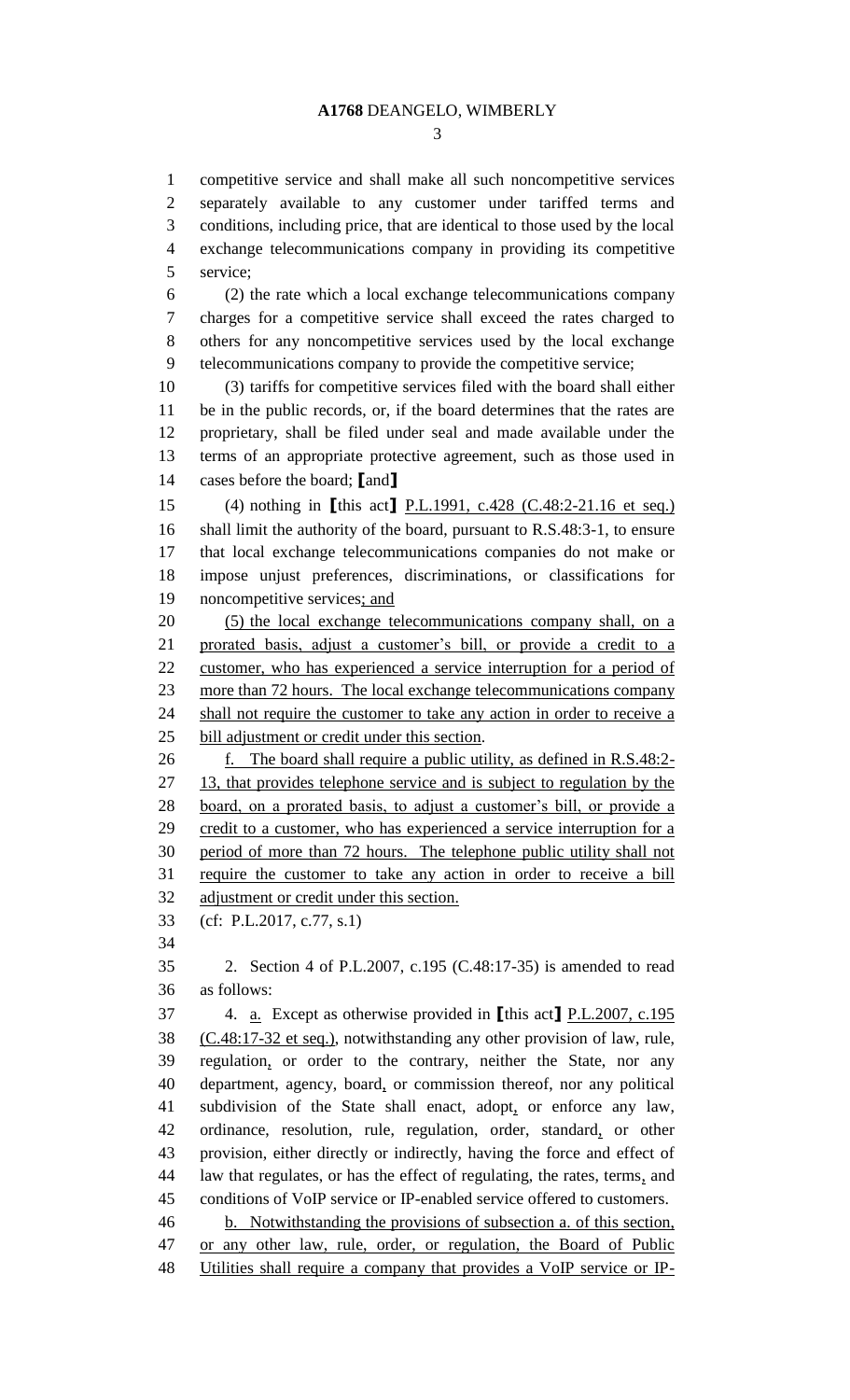competitive service and shall make all such noncompetitive services separately available to any customer under tariffed terms and conditions, including price, that are identical to those used by the local exchange telecommunications company in providing its competitive service;

(2) the rate which a local exchange telecommunications company charges for a competitive service shall exceed the rates charged to others for any noncompetitive services used by the local exchange telecommunications company to provide the competitive service;

(3) tariffs for competitive services filed with the board shall either be in the public records, or, if the board determines that the rates are proprietary, shall be filed under seal and made available under the terms of an appropriate protective agreement, such as those used in cases before the board; ⟦and⟧

(4) nothing in ⟦this act⟧ P.L.1991, c.428 (C.48:2-21.16 et seq.) shall limit the authority of the board, pursuant to R.S.48:3-1, to ensure that local exchange telecommunications companies do not make or impose unjust preferences, discriminations, or classifications for noncompetitive services; and

(5) the local exchange telecommunications company shall, on a prorated basis, adjust a customer's bill, or provide a credit to a customer, who has experienced a service interruption for a period of more than 72 hours. The local exchange telecommunications company shall not require the customer to take any action in order to receive a bill adjustment or credit under this section.

f. The board shall require a public utility, as defined in R.S.48:2-13, that provides telephone service and is subject to regulation by the board, on a prorated basis, to adjust a customer's bill, or provide a credit to a customer, who has experienced a service interruption for a period of more than 72 hours. The telephone public utility shall not require the customer to take any action in order to receive a bill adjustment or credit under this section.

(cf: P.L.2017, c.77, s.1)

2. Section 4 of P.L.2007, c.195 (C.48:17-35) is amended to read as follows:

4. a. Except as otherwise provided in ⟦this act⟧ P.L.2007, c.195 (C.48:17-32 et seq.), notwithstanding any other provision of law, rule, regulation, or order to the contrary, neither the State, nor any department, agency, board, or commission thereof, nor any political subdivision of the State shall enact, adopt, or enforce any law, ordinance, resolution, rule, regulation, order, standard, or other provision, either directly or indirectly, having the force and effect of law that regulates, or has the effect of regulating, the rates, terms, and conditions of VoIP service or IP-enabled service offered to customers.

b. Notwithstanding the provisions of subsection a. of this section, or any other law, rule, order, or regulation, the Board of Public Utilities shall require a company that provides a VoIP service or IP-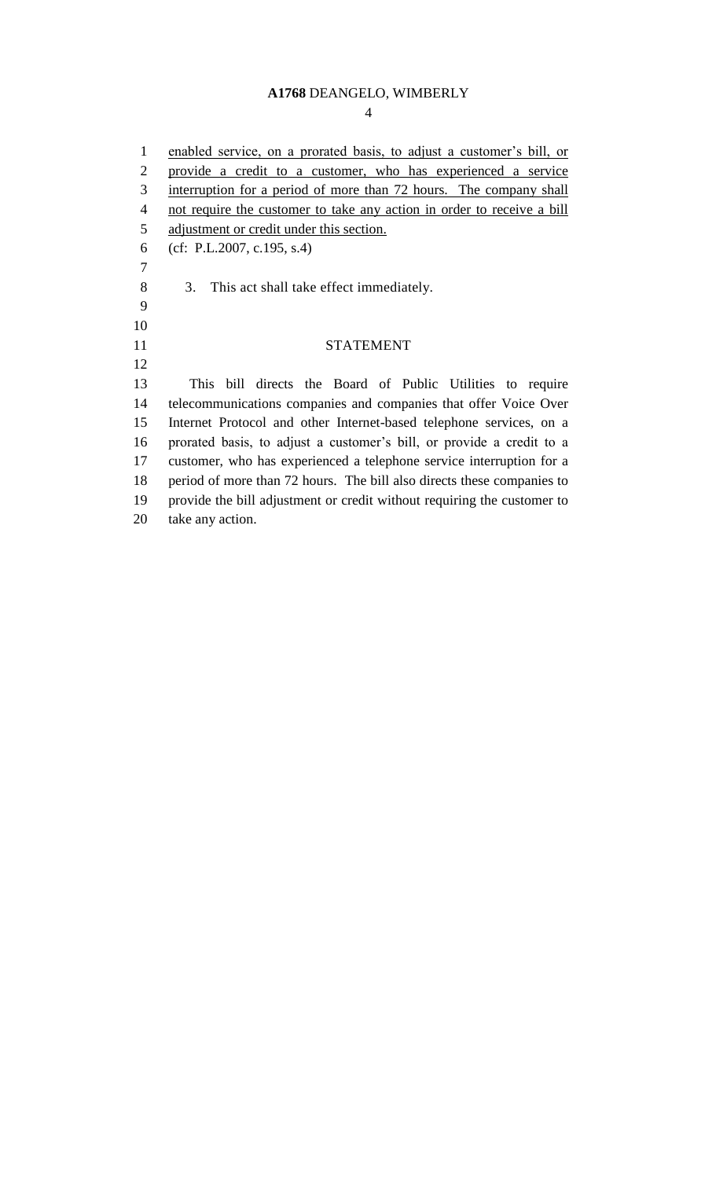enabled service, on a prorated basis, to adjust a customer's bill, or provide a credit to a customer, who has experienced a service interruption for a period of more than 72 hours. The company shall not require the customer to take any action in order to receive a bill adjustment or credit under this section.

(cf: P.L.2007, c.195, s.4)

3. This act shall take effect immediately.

## STATEMENT

This bill directs the Board of Public Utilities to require telecommunications companies and companies that offer Voice Over Internet Protocol and other Internet-based telephone services, on a prorated basis, to adjust a customer's bill, or provide a credit to a customer, who has experienced a telephone service interruption for a period of more than 72 hours. The bill also directs these companies to provide the bill adjustment or credit without requiring the customer to take any action.